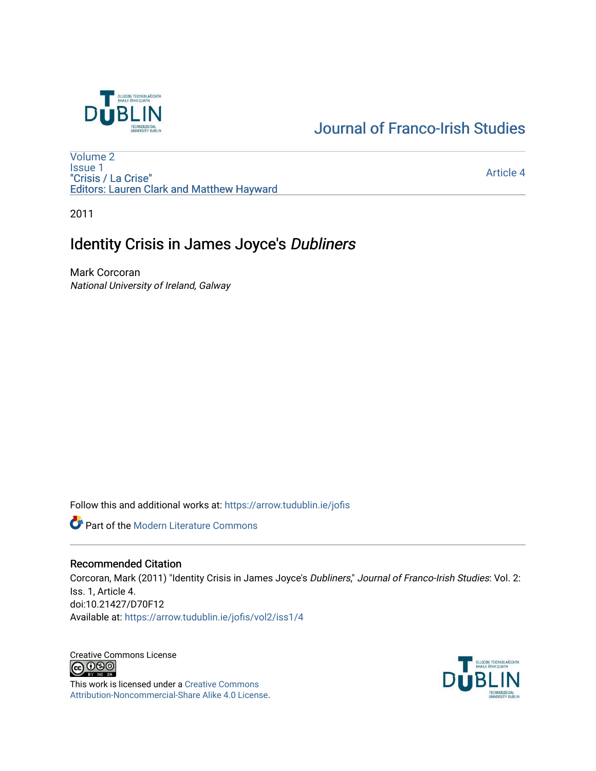Journal of Franco-Irish Studies

Volume 2
Issue 1
"Crisis / La Crise"
Editors: Lauren Clark and Matthew Hayward

Article 4

2011

# Identity Crisis in James Joyce's *Dubliners*

Mark Corcoran
*National University of Ireland, Galway*

Follow this and additional works at: https://arrow.tudublin.ie/jofis

Part of the Modern Literature Commons

## Recommended Citation

Corcoran, Mark (2011) "Identity Crisis in James Joyce's *Dubliners*," *Journal of Franco-Irish Studies*: Vol. 2: Iss. 1, Article 4.
doi:10.21427/D70F12
Available at: https://arrow.tudublin.ie/jofis/vol2/iss1/4

Creative Commons License

This work is licensed under a Creative Commons Attribution-Noncommercial-Share Alike 4.0 License.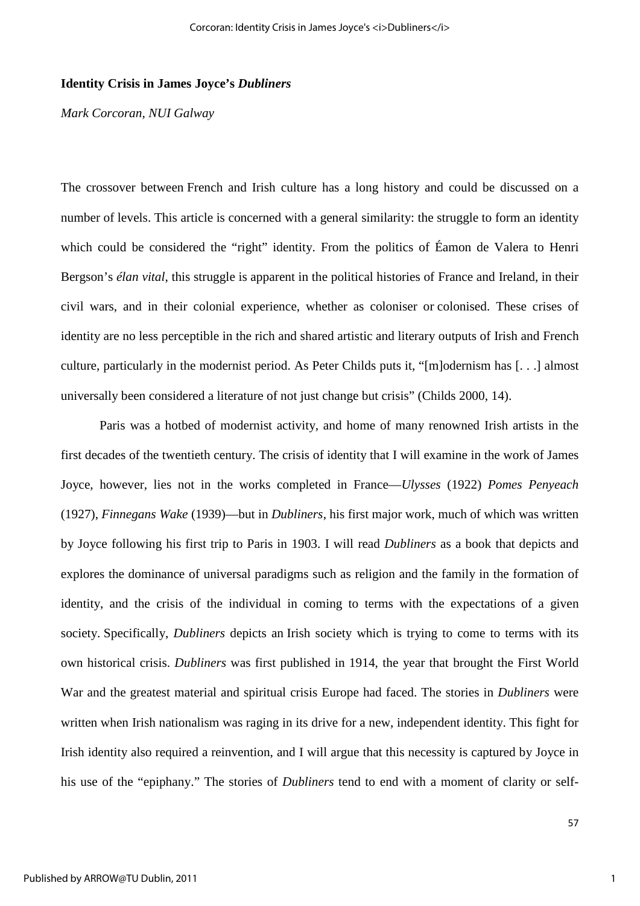**Identity Crisis in James Joyce's *Dubliners***

*Mark Corcoran, NUI Galway*

The crossover between French and Irish culture has a long history and could be discussed on a number of levels. This article is concerned with a general similarity: the struggle to form an identity which could be considered the "right" identity. From the politics of Éamon de Valera to Henri Bergson's *élan vital*, this struggle is apparent in the political histories of France and Ireland, in their civil wars, and in their colonial experience, whether as coloniser or colonised. These crises of identity are no less perceptible in the rich and shared artistic and literary outputs of Irish and French culture, particularly in the modernist period. As Peter Childs puts it, "[m]odernism has [. . .] almost universally been considered a literature of not just change but crisis" (Childs 2000, 14).

Paris was a hotbed of modernist activity, and home of many renowned Irish artists in the first decades of the twentieth century. The crisis of identity that I will examine in the work of James Joyce, however, lies not in the works completed in France—*Ulysses* (1922) *Pomes Penyeach* (1927), *Finnegans Wake* (1939)—but in *Dubliners*, his first major work, much of which was written by Joyce following his first trip to Paris in 1903. I will read *Dubliners* as a book that depicts and explores the dominance of universal paradigms such as religion and the family in the formation of identity, and the crisis of the individual in coming to terms with the expectations of a given society. Specifically, *Dubliners* depicts an Irish society which is trying to come to terms with its own historical crisis. *Dubliners* was first published in 1914, the year that brought the First World War and the greatest material and spiritual crisis Europe had faced. The stories in *Dubliners* were written when Irish nationalism was raging in its drive for a new, independent identity. This fight for Irish identity also required a reinvention, and I will argue that this necessity is captured by Joyce in his use of the "epiphany." The stories of *Dubliners* tend to end with a moment of clarity or self-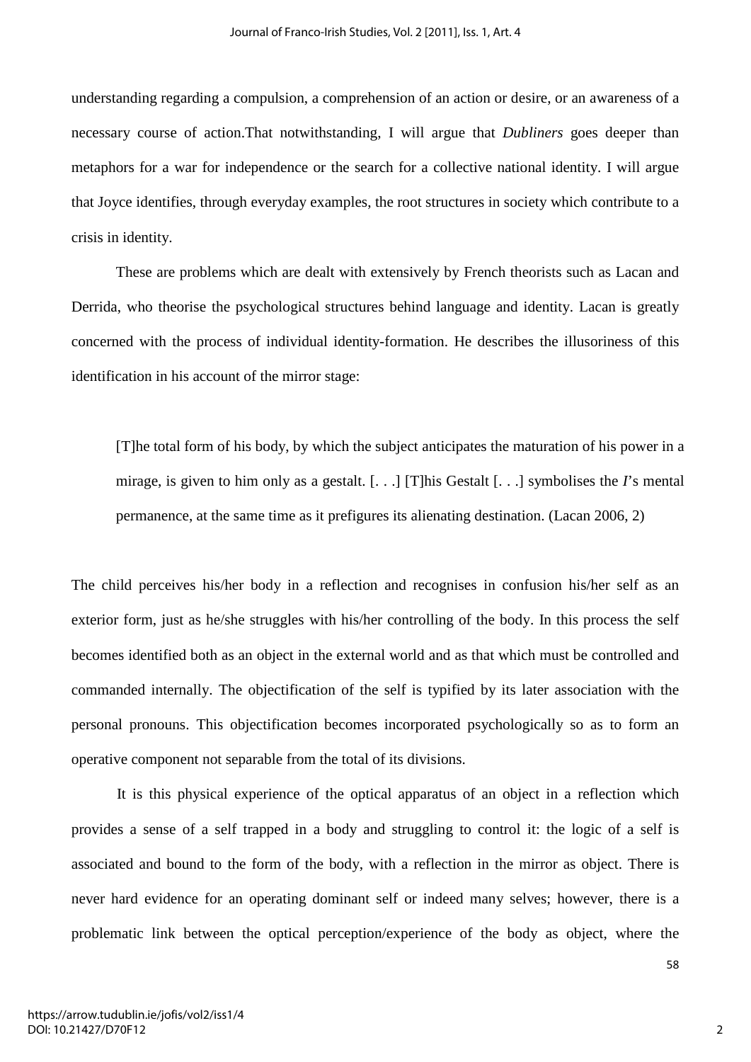understanding regarding a compulsion, a comprehension of an action or desire, or an awareness of a necessary course of action.That notwithstanding, I will argue that *Dubliners* goes deeper than metaphors for a war for independence or the search for a collective national identity. I will argue that Joyce identifies, through everyday examples, the root structures in society which contribute to a crisis in identity.

These are problems which are dealt with extensively by French theorists such as Lacan and Derrida, who theorise the psychological structures behind language and identity. Lacan is greatly concerned with the process of individual identity-formation. He describes the illusoriness of this identification in his account of the mirror stage:

> [T]he total form of his body, by which the subject anticipates the maturation of his power in a mirage, is given to him only as a gestalt. [. . .] [T]his Gestalt [. . .] symbolises the *I*'s mental permanence, at the same time as it prefigures its alienating destination. (Lacan 2006, 2)

The child perceives his/her body in a reflection and recognises in confusion his/her self as an exterior form, just as he/she struggles with his/her controlling of the body. In this process the self becomes identified both as an object in the external world and as that which must be controlled and commanded internally. The objectification of the self is typified by its later association with the personal pronouns. This objectification becomes incorporated psychologically so as to form an operative component not separable from the total of its divisions.

It is this physical experience of the optical apparatus of an object in a reflection which provides a sense of a self trapped in a body and struggling to control it: the logic of a self is associated and bound to the form of the body, with a reflection in the mirror as object. There is never hard evidence for an operating dominant self or indeed many selves; however, there is a problematic link between the optical perception/experience of the body as object, where the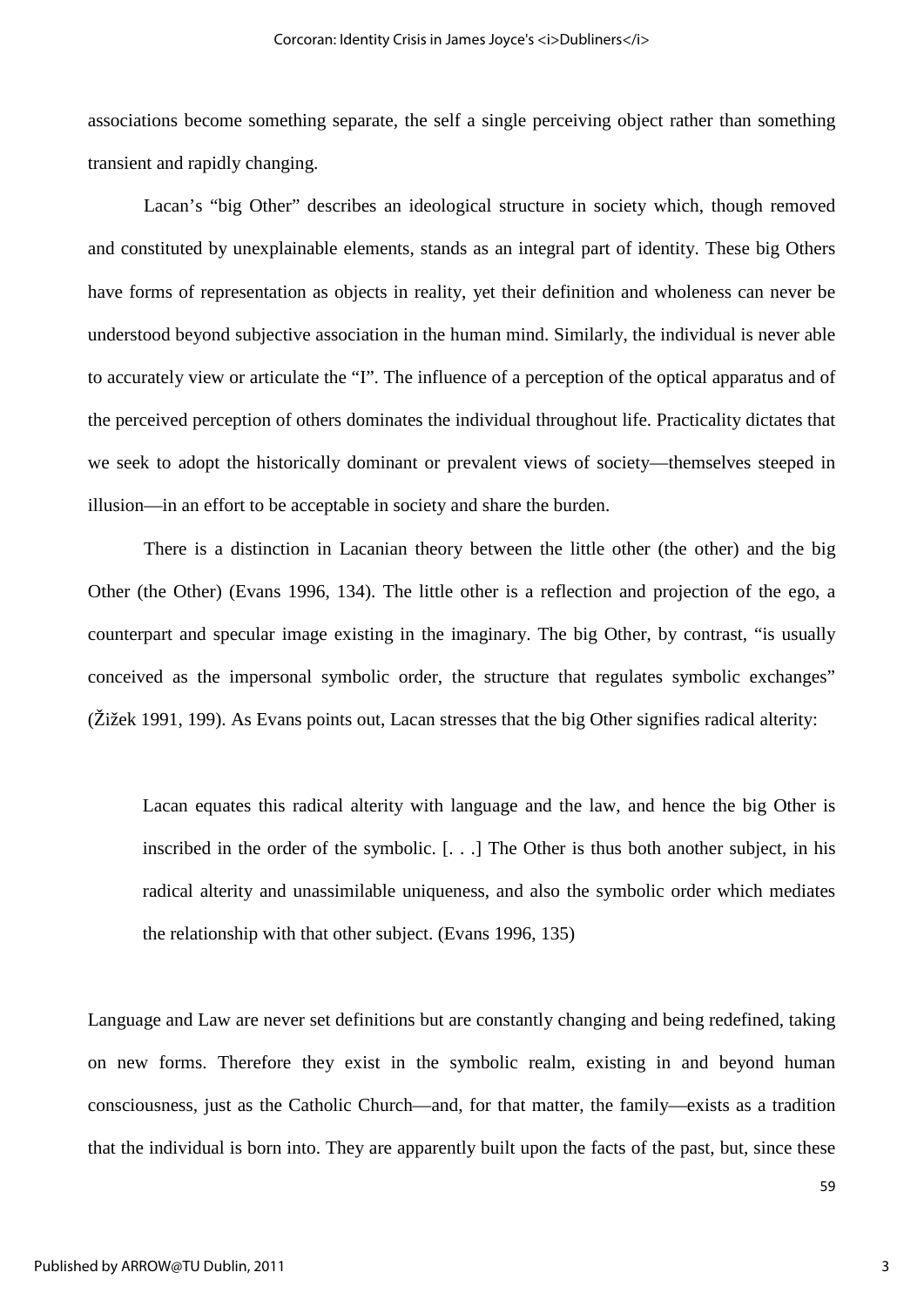associations become something separate, the self a single perceiving object rather than something transient and rapidly changing.

Lacan's "big Other" describes an ideological structure in society which, though removed and constituted by unexplainable elements, stands as an integral part of identity. These big Others have forms of representation as objects in reality, yet their definition and wholeness can never be understood beyond subjective association in the human mind. Similarly, the individual is never able to accurately view or articulate the "I". The influence of a perception of the optical apparatus and of the perceived perception of others dominates the individual throughout life. Practicality dictates that we seek to adopt the historically dominant or prevalent views of society—themselves steeped in illusion—in an effort to be acceptable in society and share the burden.

There is a distinction in Lacanian theory between the little other (the other) and the big Other (the Other) (Evans 1996, 134). The little other is a reflection and projection of the ego, a counterpart and specular image existing in the imaginary. The big Other, by contrast, "is usually conceived as the impersonal symbolic order, the structure that regulates symbolic exchanges" (Žižek 1991, 199). As Evans points out, Lacan stresses that the big Other signifies radical alterity:

> Lacan equates this radical alterity with language and the law, and hence the big Other is inscribed in the order of the symbolic. [. . .] The Other is thus both another subject, in his radical alterity and unassimilable uniqueness, and also the symbolic order which mediates the relationship with that other subject. (Evans 1996, 135)

Language and Law are never set definitions but are constantly changing and being redefined, taking on new forms. Therefore they exist in the symbolic realm, existing in and beyond human consciousness, just as the Catholic Church—and, for that matter, the family—exists as a tradition that the individual is born into. They are apparently built upon the facts of the past, but, since these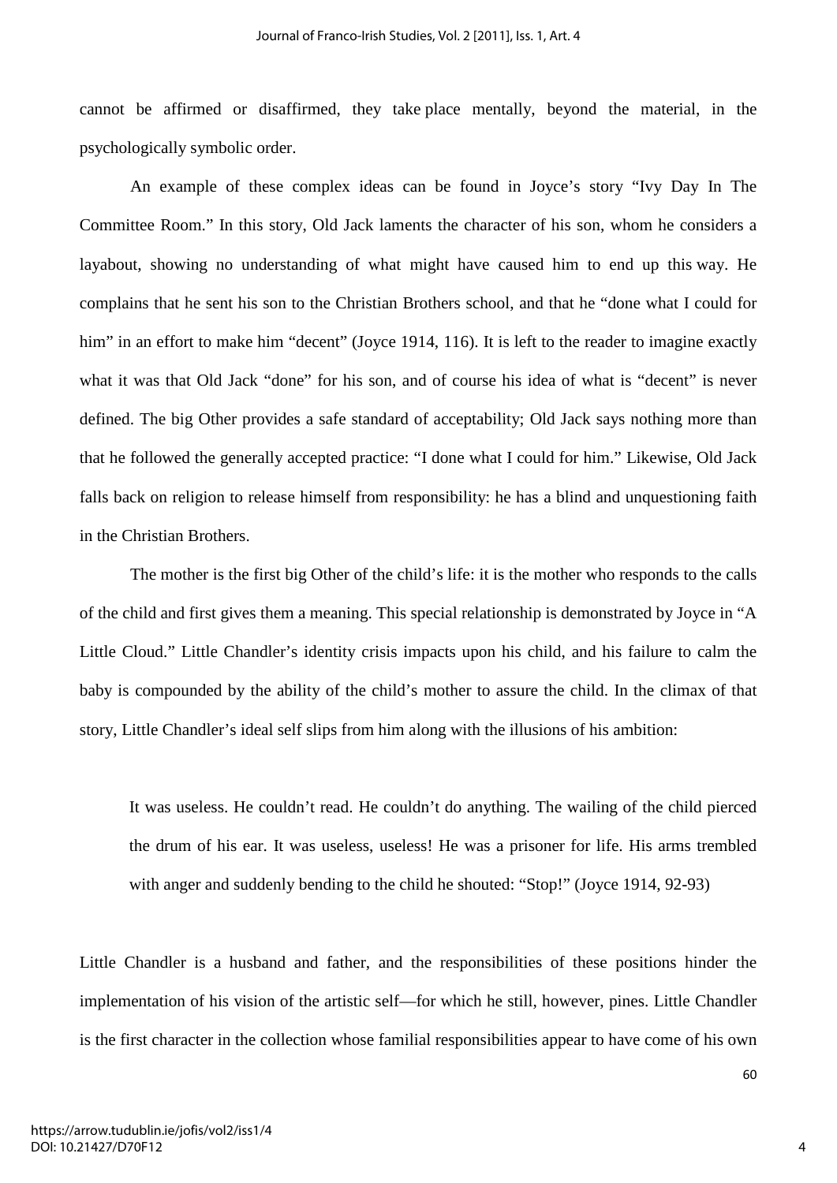cannot be affirmed or disaffirmed, they take place mentally, beyond the material, in the psychologically symbolic order.

An example of these complex ideas can be found in Joyce's story "Ivy Day In The Committee Room." In this story, Old Jack laments the character of his son, whom he considers a layabout, showing no understanding of what might have caused him to end up this way. He complains that he sent his son to the Christian Brothers school, and that he "done what I could for him" in an effort to make him "decent" (Joyce 1914, 116). It is left to the reader to imagine exactly what it was that Old Jack "done" for his son, and of course his idea of what is "decent" is never defined. The big Other provides a safe standard of acceptability; Old Jack says nothing more than that he followed the generally accepted practice: "I done what I could for him." Likewise, Old Jack falls back on religion to release himself from responsibility: he has a blind and unquestioning faith in the Christian Brothers.

The mother is the first big Other of the child's life: it is the mother who responds to the calls of the child and first gives them a meaning. This special relationship is demonstrated by Joyce in "A Little Cloud." Little Chandler's identity crisis impacts upon his child, and his failure to calm the baby is compounded by the ability of the child's mother to assure the child. In the climax of that story, Little Chandler's ideal self slips from him along with the illusions of his ambition:

> It was useless. He couldn't read. He couldn't do anything. The wailing of the child pierced the drum of his ear. It was useless, useless! He was a prisoner for life. His arms trembled with anger and suddenly bending to the child he shouted: "Stop!" (Joyce 1914, 92-93)

Little Chandler is a husband and father, and the responsibilities of these positions hinder the implementation of his vision of the artistic self—for which he still, however, pines. Little Chandler is the first character in the collection whose familial responsibilities appear to have come of his own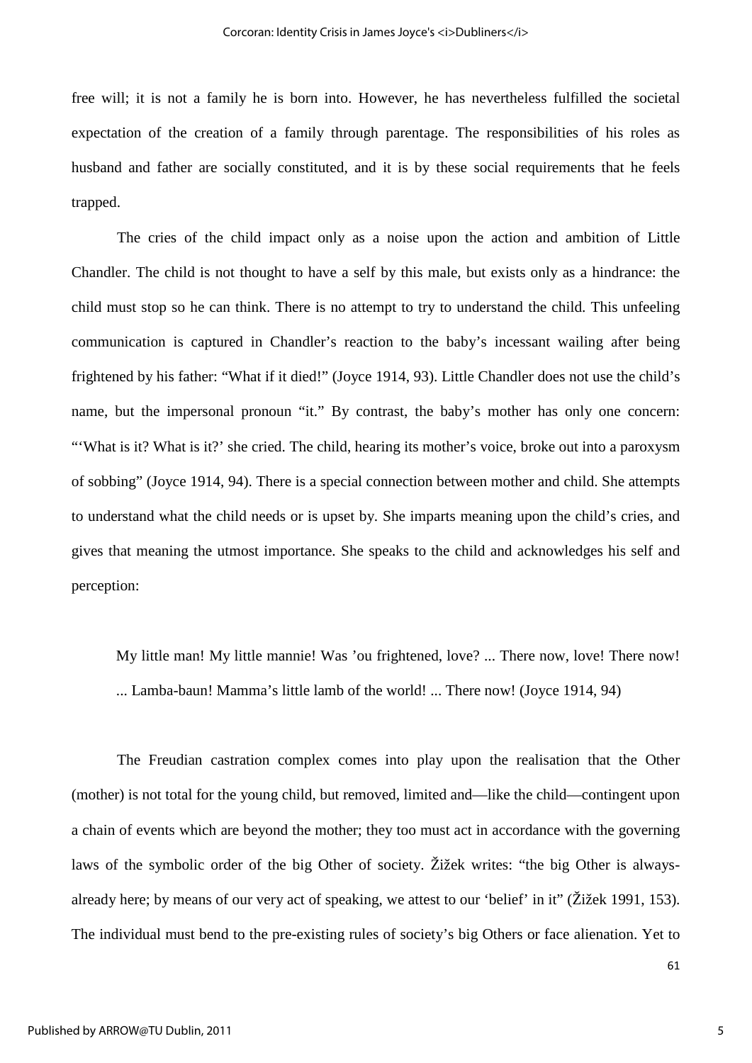free will; it is not a family he is born into. However, he has nevertheless fulfilled the societal expectation of the creation of a family through parentage. The responsibilities of his roles as husband and father are socially constituted, and it is by these social requirements that he feels trapped.

The cries of the child impact only as a noise upon the action and ambition of Little Chandler. The child is not thought to have a self by this male, but exists only as a hindrance: the child must stop so he can think. There is no attempt to try to understand the child. This unfeeling communication is captured in Chandler's reaction to the baby's incessant wailing after being frightened by his father: "What if it died!" (Joyce 1914, 93). Little Chandler does not use the child's name, but the impersonal pronoun "it." By contrast, the baby's mother has only one concern: "'What is it? What is it?' she cried. The child, hearing its mother's voice, broke out into a paroxysm of sobbing" (Joyce 1914, 94). There is a special connection between mother and child. She attempts to understand what the child needs or is upset by. She imparts meaning upon the child's cries, and gives that meaning the utmost importance. She speaks to the child and acknowledges his self and perception:

> My little man! My little mannie! Was 'ou frightened, love? ... There now, love! There now! ... Lamba-baun! Mamma's little lamb of the world! ... There now! (Joyce 1914, 94)

The Freudian castration complex comes into play upon the realisation that the Other (mother) is not total for the young child, but removed, limited and—like the child—contingent upon a chain of events which are beyond the mother; they too must act in accordance with the governing laws of the symbolic order of the big Other of society. Žižek writes: "the big Other is always-already here; by means of our very act of speaking, we attest to our 'belief' in it" (Žižek 1991, 153). The individual must bend to the pre-existing rules of society's big Others or face alienation. Yet to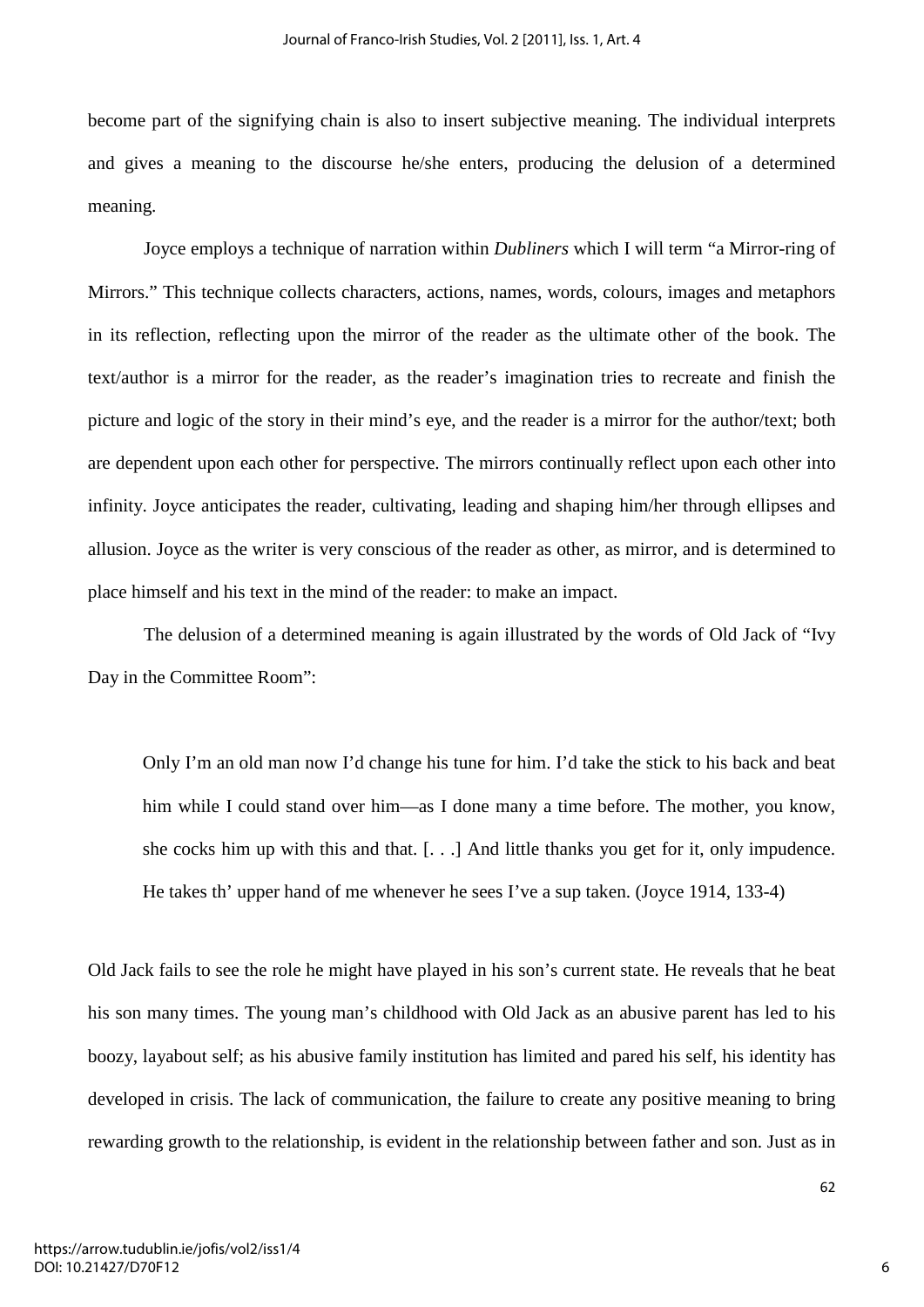become part of the signifying chain is also to insert subjective meaning. The individual interprets and gives a meaning to the discourse he/she enters, producing the delusion of a determined meaning.

Joyce employs a technique of narration within *Dubliners* which I will term "a Mirror-ring of Mirrors." This technique collects characters, actions, names, words, colours, images and metaphors in its reflection, reflecting upon the mirror of the reader as the ultimate other of the book. The text/author is a mirror for the reader, as the reader's imagination tries to recreate and finish the picture and logic of the story in their mind's eye, and the reader is a mirror for the author/text; both are dependent upon each other for perspective. The mirrors continually reflect upon each other into infinity. Joyce anticipates the reader, cultivating, leading and shaping him/her through ellipses and allusion. Joyce as the writer is very conscious of the reader as other, as mirror, and is determined to place himself and his text in the mind of the reader: to make an impact.

The delusion of a determined meaning is again illustrated by the words of Old Jack of "Ivy Day in the Committee Room":

> Only I'm an old man now I'd change his tune for him. I'd take the stick to his back and beat him while I could stand over him—as I done many a time before. The mother, you know, she cocks him up with this and that. [. . .] And little thanks you get for it, only impudence. He takes th' upper hand of me whenever he sees I've a sup taken. (Joyce 1914, 133-4)

Old Jack fails to see the role he might have played in his son's current state. He reveals that he beat his son many times. The young man's childhood with Old Jack as an abusive parent has led to his boozy, layabout self; as his abusive family institution has limited and pared his self, his identity has developed in crisis. The lack of communication, the failure to create any positive meaning to bring rewarding growth to the relationship, is evident in the relationship between father and son. Just as in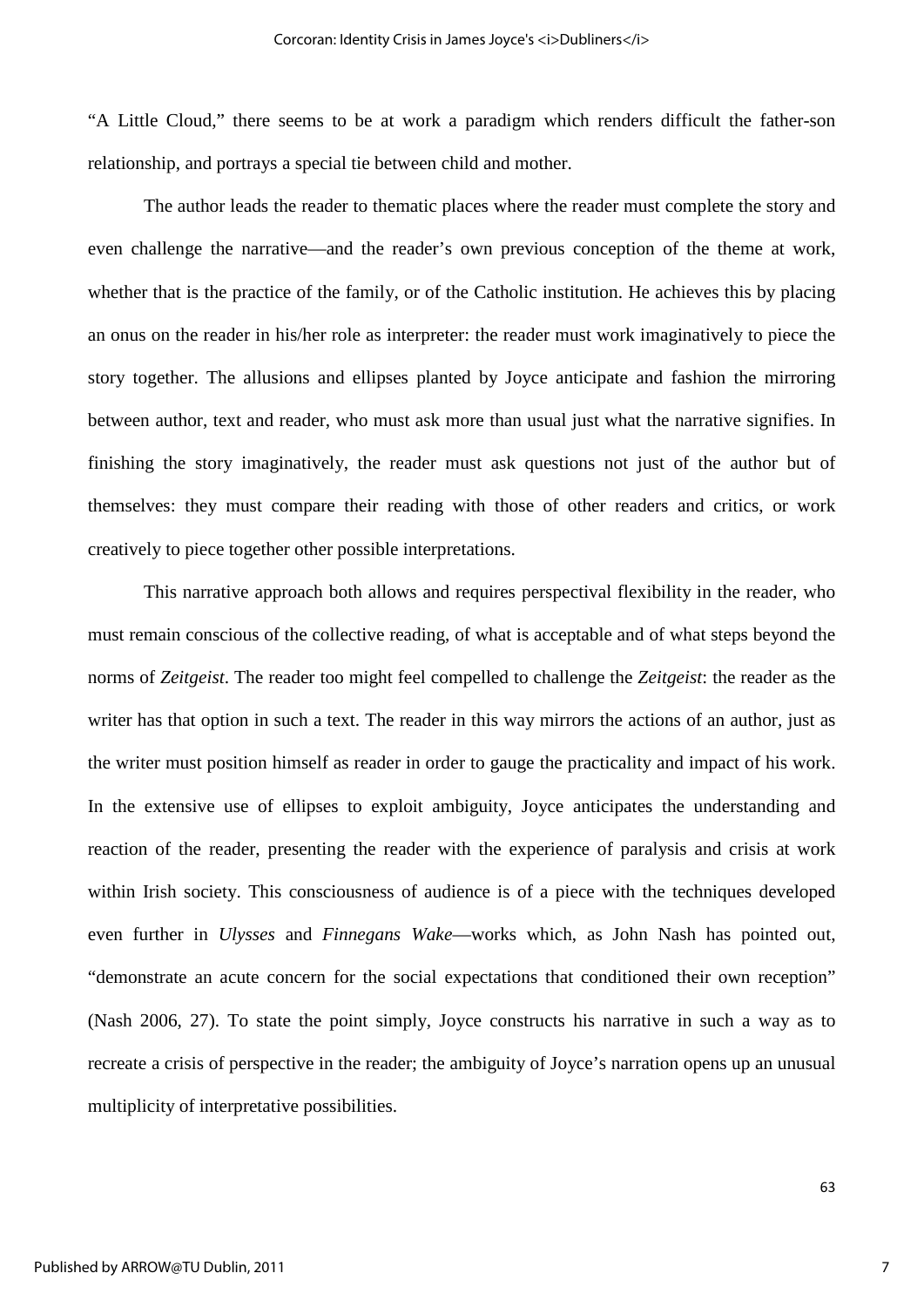"A Little Cloud," there seems to be at work a paradigm which renders difficult the father-son relationship, and portrays a special tie between child and mother.

The author leads the reader to thematic places where the reader must complete the story and even challenge the narrative—and the reader's own previous conception of the theme at work, whether that is the practice of the family, or of the Catholic institution. He achieves this by placing an onus on the reader in his/her role as interpreter: the reader must work imaginatively to piece the story together. The allusions and ellipses planted by Joyce anticipate and fashion the mirroring between author, text and reader, who must ask more than usual just what the narrative signifies. In finishing the story imaginatively, the reader must ask questions not just of the author but of themselves: they must compare their reading with those of other readers and critics, or work creatively to piece together other possible interpretations.

This narrative approach both allows and requires perspectival flexibility in the reader, who must remain conscious of the collective reading, of what is acceptable and of what steps beyond the norms of *Zeitgeist*. The reader too might feel compelled to challenge the *Zeitgeist*: the reader as the writer has that option in such a text. The reader in this way mirrors the actions of an author, just as the writer must position himself as reader in order to gauge the practicality and impact of his work. In the extensive use of ellipses to exploit ambiguity, Joyce anticipates the understanding and reaction of the reader, presenting the reader with the experience of paralysis and crisis at work within Irish society. This consciousness of audience is of a piece with the techniques developed even further in *Ulysses* and *Finnegans Wake*—works which, as John Nash has pointed out, "demonstrate an acute concern for the social expectations that conditioned their own reception" (Nash 2006, 27). To state the point simply, Joyce constructs his narrative in such a way as to recreate a crisis of perspective in the reader; the ambiguity of Joyce's narration opens up an unusual multiplicity of interpretative possibilities.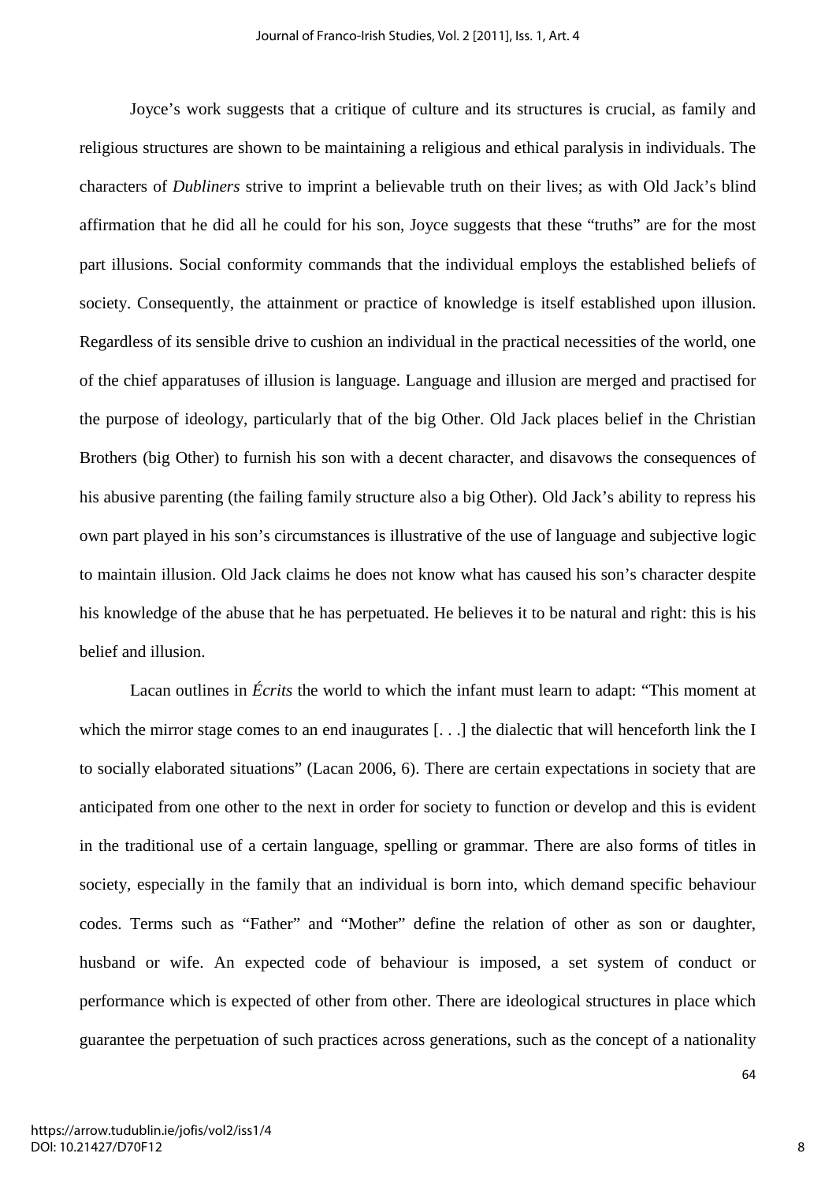Joyce's work suggests that a critique of culture and its structures is crucial, as family and religious structures are shown to be maintaining a religious and ethical paralysis in individuals. The characters of *Dubliners* strive to imprint a believable truth on their lives; as with Old Jack's blind affirmation that he did all he could for his son, Joyce suggests that these "truths" are for the most part illusions. Social conformity commands that the individual employs the established beliefs of society. Consequently, the attainment or practice of knowledge is itself established upon illusion. Regardless of its sensible drive to cushion an individual in the practical necessities of the world, one of the chief apparatuses of illusion is language. Language and illusion are merged and practised for the purpose of ideology, particularly that of the big Other. Old Jack places belief in the Christian Brothers (big Other) to furnish his son with a decent character, and disavows the consequences of his abusive parenting (the failing family structure also a big Other). Old Jack's ability to repress his own part played in his son's circumstances is illustrative of the use of language and subjective logic to maintain illusion. Old Jack claims he does not know what has caused his son's character despite his knowledge of the abuse that he has perpetuated. He believes it to be natural and right: this is his belief and illusion.

Lacan outlines in *Écrits* the world to which the infant must learn to adapt: "This moment at which the mirror stage comes to an end inaugurates [. . .] the dialectic that will henceforth link the I to socially elaborated situations" (Lacan 2006, 6). There are certain expectations in society that are anticipated from one other to the next in order for society to function or develop and this is evident in the traditional use of a certain language, spelling or grammar. There are also forms of titles in society, especially in the family that an individual is born into, which demand specific behaviour codes. Terms such as "Father" and "Mother" define the relation of other as son or daughter, husband or wife. An expected code of behaviour is imposed, a set system of conduct or performance which is expected of other from other. There are ideological structures in place which guarantee the perpetuation of such practices across generations, such as the concept of a nationality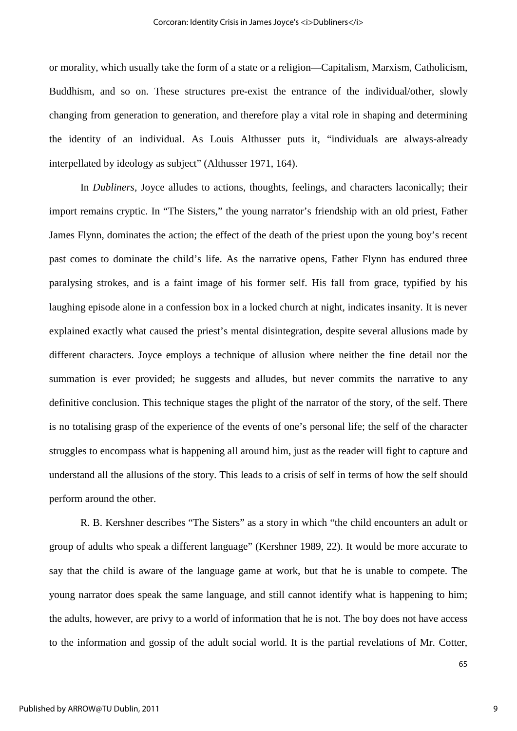or morality, which usually take the form of a state or a religion—Capitalism, Marxism, Catholicism, Buddhism, and so on. These structures pre-exist the entrance of the individual/other, slowly changing from generation to generation, and therefore play a vital role in shaping and determining the identity of an individual. As Louis Althusser puts it, "individuals are always-already interpellated by ideology as subject" (Althusser 1971, 164).

In *Dubliners*, Joyce alludes to actions, thoughts, feelings, and characters laconically; their import remains cryptic. In "The Sisters," the young narrator's friendship with an old priest, Father James Flynn, dominates the action; the effect of the death of the priest upon the young boy's recent past comes to dominate the child's life. As the narrative opens, Father Flynn has endured three paralysing strokes, and is a faint image of his former self. His fall from grace, typified by his laughing episode alone in a confession box in a locked church at night, indicates insanity. It is never explained exactly what caused the priest's mental disintegration, despite several allusions made by different characters. Joyce employs a technique of allusion where neither the fine detail nor the summation is ever provided; he suggests and alludes, but never commits the narrative to any definitive conclusion. This technique stages the plight of the narrator of the story, of the self. There is no totalising grasp of the experience of the events of one's personal life; the self of the character struggles to encompass what is happening all around him, just as the reader will fight to capture and understand all the allusions of the story. This leads to a crisis of self in terms of how the self should perform around the other.

R. B. Kershner describes "The Sisters" as a story in which "the child encounters an adult or group of adults who speak a different language" (Kershner 1989, 22). It would be more accurate to say that the child is aware of the language game at work, but that he is unable to compete. The young narrator does speak the same language, and still cannot identify what is happening to him; the adults, however, are privy to a world of information that he is not. The boy does not have access to the information and gossip of the adult social world. It is the partial revelations of Mr. Cotter,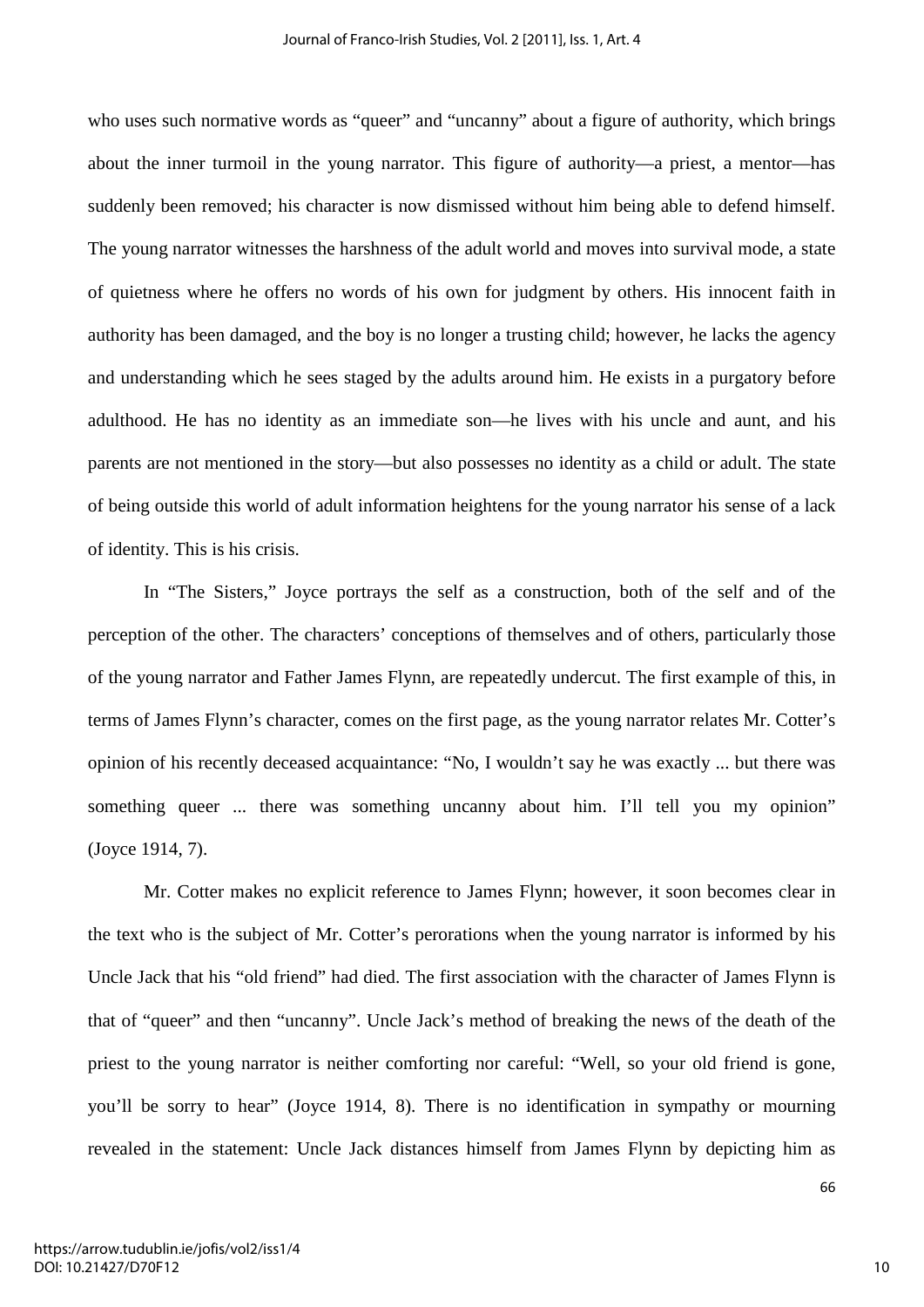who uses such normative words as "queer" and "uncanny" about a figure of authority, which brings about the inner turmoil in the young narrator. This figure of authority—a priest, a mentor—has suddenly been removed; his character is now dismissed without him being able to defend himself. The young narrator witnesses the harshness of the adult world and moves into survival mode, a state of quietness where he offers no words of his own for judgment by others. His innocent faith in authority has been damaged, and the boy is no longer a trusting child; however, he lacks the agency and understanding which he sees staged by the adults around him. He exists in a purgatory before adulthood. He has no identity as an immediate son—he lives with his uncle and aunt, and his parents are not mentioned in the story—but also possesses no identity as a child or adult. The state of being outside this world of adult information heightens for the young narrator his sense of a lack of identity. This is his crisis.

In "The Sisters," Joyce portrays the self as a construction, both of the self and of the perception of the other. The characters' conceptions of themselves and of others, particularly those of the young narrator and Father James Flynn, are repeatedly undercut. The first example of this, in terms of James Flynn's character, comes on the first page, as the young narrator relates Mr. Cotter's opinion of his recently deceased acquaintance: "No, I wouldn't say he was exactly ... but there was something queer ... there was something uncanny about him. I'll tell you my opinion" (Joyce 1914, 7).

Mr. Cotter makes no explicit reference to James Flynn; however, it soon becomes clear in the text who is the subject of Mr. Cotter's perorations when the young narrator is informed by his Uncle Jack that his "old friend" had died. The first association with the character of James Flynn is that of "queer" and then "uncanny". Uncle Jack's method of breaking the news of the death of the priest to the young narrator is neither comforting nor careful: "Well, so your old friend is gone, you'll be sorry to hear" (Joyce 1914, 8). There is no identification in sympathy or mourning revealed in the statement: Uncle Jack distances himself from James Flynn by depicting him as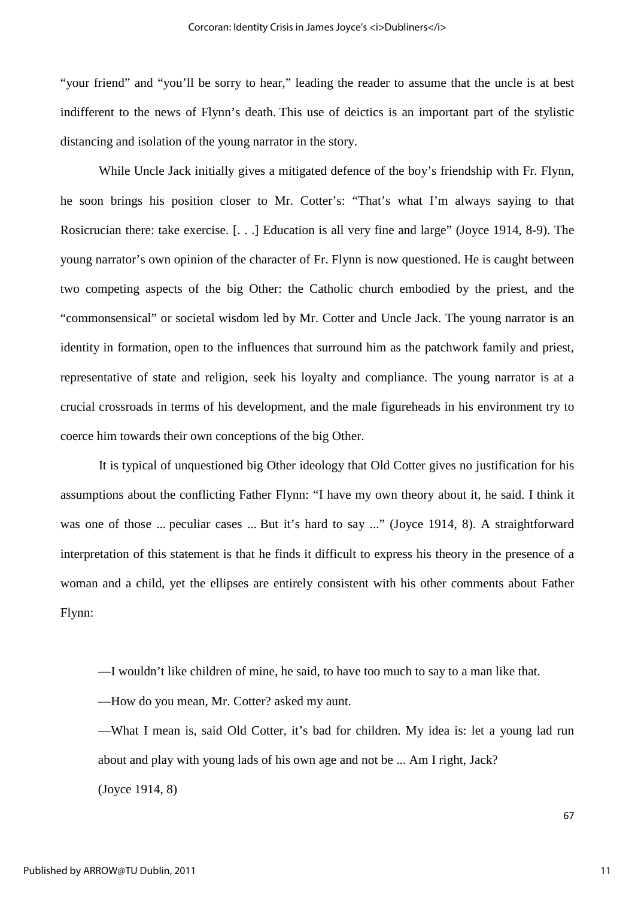"your friend" and "you'll be sorry to hear," leading the reader to assume that the uncle is at best indifferent to the news of Flynn's death. This use of deictics is an important part of the stylistic distancing and isolation of the young narrator in the story.

While Uncle Jack initially gives a mitigated defence of the boy's friendship with Fr. Flynn, he soon brings his position closer to Mr. Cotter's: "That's what I'm always saying to that Rosicrucian there: take exercise. [. . .] Education is all very fine and large" (Joyce 1914, 8-9). The young narrator's own opinion of the character of Fr. Flynn is now questioned. He is caught between two competing aspects of the big Other: the Catholic church embodied by the priest, and the "commonsensical" or societal wisdom led by Mr. Cotter and Uncle Jack. The young narrator is an identity in formation, open to the influences that surround him as the patchwork family and priest, representative of state and religion, seek his loyalty and compliance. The young narrator is at a crucial crossroads in terms of his development, and the male figureheads in his environment try to coerce him towards their own conceptions of the big Other.

It is typical of unquestioned big Other ideology that Old Cotter gives no justification for his assumptions about the conflicting Father Flynn: "I have my own theory about it, he said. I think it was one of those ... peculiar cases ... But it's hard to say ..." (Joyce 1914, 8). A straightforward interpretation of this statement is that he finds it difficult to express his theory in the presence of a woman and a child, yet the ellipses are entirely consistent with his other comments about Father Flynn:

> —I wouldn't like children of mine, he said, to have too much to say to a man like that.
>
> —How do you mean, Mr. Cotter? asked my aunt.
>
> —What I mean is, said Old Cotter, it's bad for children. My idea is: let a young lad run about and play with young lads of his own age and not be ... Am I right, Jack?
>
> (Joyce 1914, 8)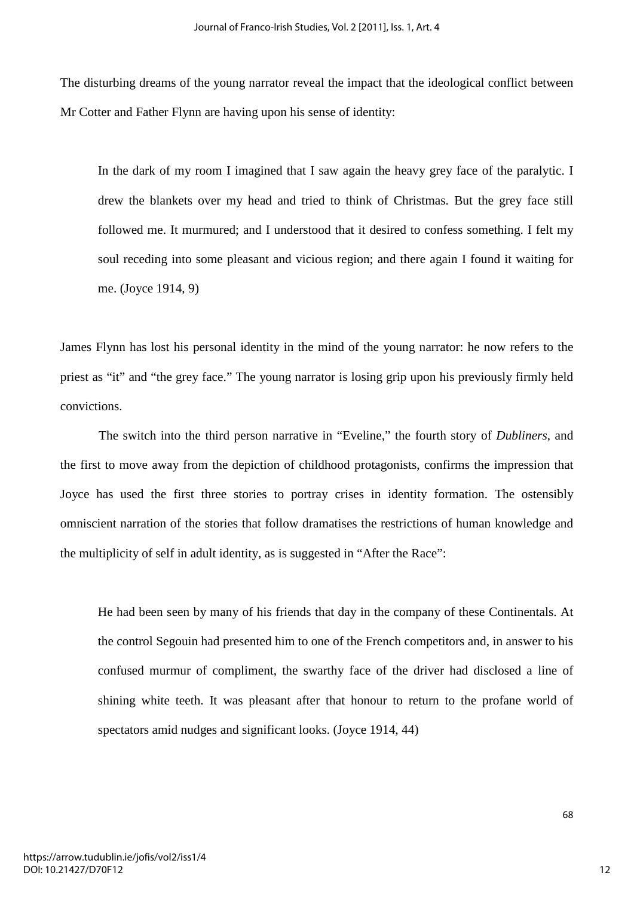The disturbing dreams of the young narrator reveal the impact that the ideological conflict between Mr Cotter and Father Flynn are having upon his sense of identity:

> In the dark of my room I imagined that I saw again the heavy grey face of the paralytic. I drew the blankets over my head and tried to think of Christmas. But the grey face still followed me. It murmured; and I understood that it desired to confess something. I felt my soul receding into some pleasant and vicious region; and there again I found it waiting for me. (Joyce 1914, 9)

James Flynn has lost his personal identity in the mind of the young narrator: he now refers to the priest as "it" and "the grey face." The young narrator is losing grip upon his previously firmly held convictions.

The switch into the third person narrative in "Eveline," the fourth story of *Dubliners*, and the first to move away from the depiction of childhood protagonists, confirms the impression that Joyce has used the first three stories to portray crises in identity formation. The ostensibly omniscient narration of the stories that follow dramatises the restrictions of human knowledge and the multiplicity of self in adult identity, as is suggested in "After the Race":

> He had been seen by many of his friends that day in the company of these Continentals. At the control Segouin had presented him to one of the French competitors and, in answer to his confused murmur of compliment, the swarthy face of the driver had disclosed a line of shining white teeth. It was pleasant after that honour to return to the profane world of spectators amid nudges and significant looks. (Joyce 1914, 44)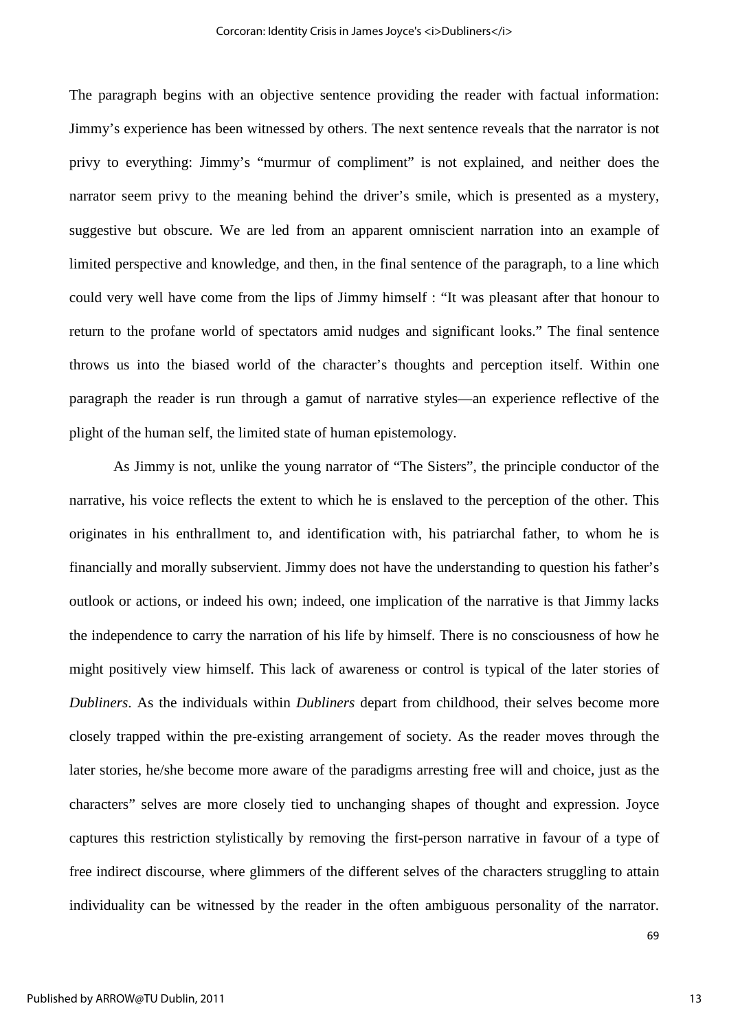The paragraph begins with an objective sentence providing the reader with factual information: Jimmy's experience has been witnessed by others. The next sentence reveals that the narrator is not privy to everything: Jimmy's "murmur of compliment" is not explained, and neither does the narrator seem privy to the meaning behind the driver's smile, which is presented as a mystery, suggestive but obscure. We are led from an apparent omniscient narration into an example of limited perspective and knowledge, and then, in the final sentence of the paragraph, to a line which could very well have come from the lips of Jimmy himself : "It was pleasant after that honour to return to the profane world of spectators amid nudges and significant looks." The final sentence throws us into the biased world of the character's thoughts and perception itself. Within one paragraph the reader is run through a gamut of narrative styles—an experience reflective of the plight of the human self, the limited state of human epistemology.

As Jimmy is not, unlike the young narrator of "The Sisters", the principle conductor of the narrative, his voice reflects the extent to which he is enslaved to the perception of the other. This originates in his enthrallment to, and identification with, his patriarchal father, to whom he is financially and morally subservient. Jimmy does not have the understanding to question his father's outlook or actions, or indeed his own; indeed, one implication of the narrative is that Jimmy lacks the independence to carry the narration of his life by himself. There is no consciousness of how he might positively view himself. This lack of awareness or control is typical of the later stories of *Dubliners*. As the individuals within *Dubliners* depart from childhood, their selves become more closely trapped within the pre-existing arrangement of society. As the reader moves through the later stories, he/she become more aware of the paradigms arresting free will and choice, just as the characters" selves are more closely tied to unchanging shapes of thought and expression. Joyce captures this restriction stylistically by removing the first-person narrative in favour of a type of free indirect discourse, where glimmers of the different selves of the characters struggling to attain individuality can be witnessed by the reader in the often ambiguous personality of the narrator.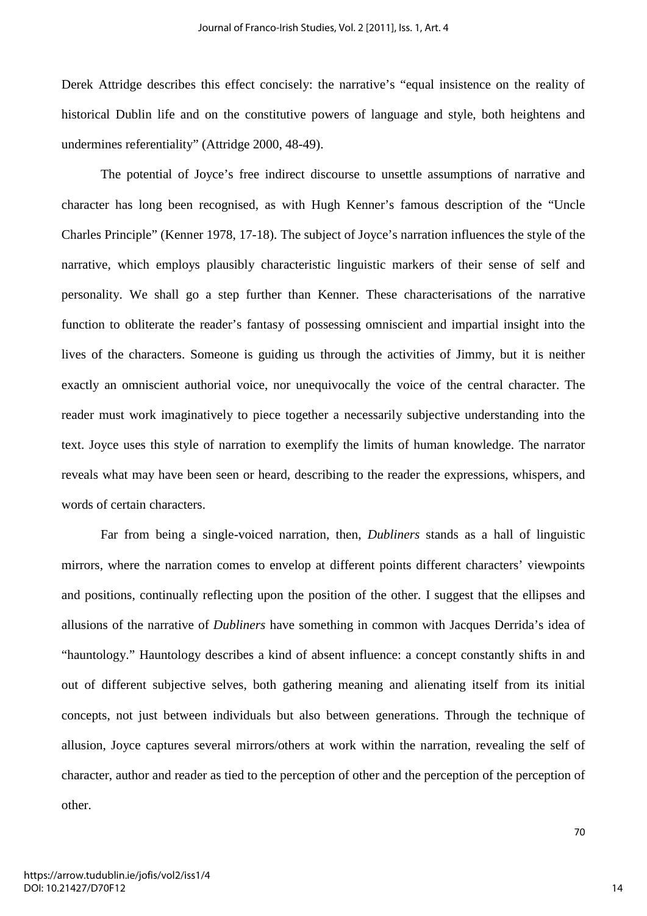Derek Attridge describes this effect concisely: the narrative's "equal insistence on the reality of historical Dublin life and on the constitutive powers of language and style, both heightens and undermines referentiality" (Attridge 2000, 48-49).

The potential of Joyce's free indirect discourse to unsettle assumptions of narrative and character has long been recognised, as with Hugh Kenner's famous description of the "Uncle Charles Principle" (Kenner 1978, 17-18). The subject of Joyce's narration influences the style of the narrative, which employs plausibly characteristic linguistic markers of their sense of self and personality. We shall go a step further than Kenner. These characterisations of the narrative function to obliterate the reader's fantasy of possessing omniscient and impartial insight into the lives of the characters. Someone is guiding us through the activities of Jimmy, but it is neither exactly an omniscient authorial voice, nor unequivocally the voice of the central character. The reader must work imaginatively to piece together a necessarily subjective understanding into the text. Joyce uses this style of narration to exemplify the limits of human knowledge. The narrator reveals what may have been seen or heard, describing to the reader the expressions, whispers, and words of certain characters.

Far from being a single-voiced narration, then, *Dubliners* stands as a hall of linguistic mirrors, where the narration comes to envelop at different points different characters' viewpoints and positions, continually reflecting upon the position of the other. I suggest that the ellipses and allusions of the narrative of *Dubliners* have something in common with Jacques Derrida's idea of "hauntology." Hauntology describes a kind of absent influence: a concept constantly shifts in and out of different subjective selves, both gathering meaning and alienating itself from its initial concepts, not just between individuals but also between generations. Through the technique of allusion, Joyce captures several mirrors/others at work within the narration, revealing the self of character, author and reader as tied to the perception of other and the perception of the perception of other.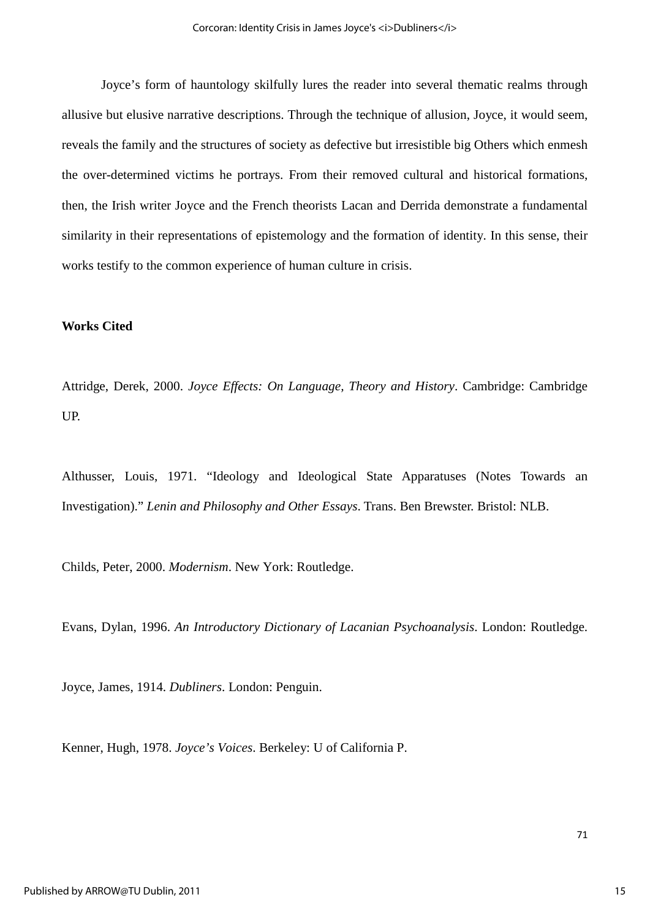Joyce's form of hauntology skilfully lures the reader into several thematic realms through allusive but elusive narrative descriptions. Through the technique of allusion, Joyce, it would seem, reveals the family and the structures of society as defective but irresistible big Others which enmesh the over-determined victims he portrays. From their removed cultural and historical formations, then, the Irish writer Joyce and the French theorists Lacan and Derrida demonstrate a fundamental similarity in their representations of epistemology and the formation of identity. In this sense, their works testify to the common experience of human culture in crisis.

**Works Cited**

Attridge, Derek, 2000. *Joyce Effects: On Language, Theory and History*. Cambridge: Cambridge UP.

Althusser, Louis, 1971. "Ideology and Ideological State Apparatuses (Notes Towards an Investigation)." *Lenin and Philosophy and Other Essays*. Trans. Ben Brewster. Bristol: NLB.

Childs, Peter, 2000. *Modernism*. New York: Routledge.

Evans, Dylan, 1996. *An Introductory Dictionary of Lacanian Psychoanalysis*. London: Routledge.

Joyce, James, 1914. *Dubliners*. London: Penguin.

Kenner, Hugh, 1978. *Joyce's Voices*. Berkeley: U of California P.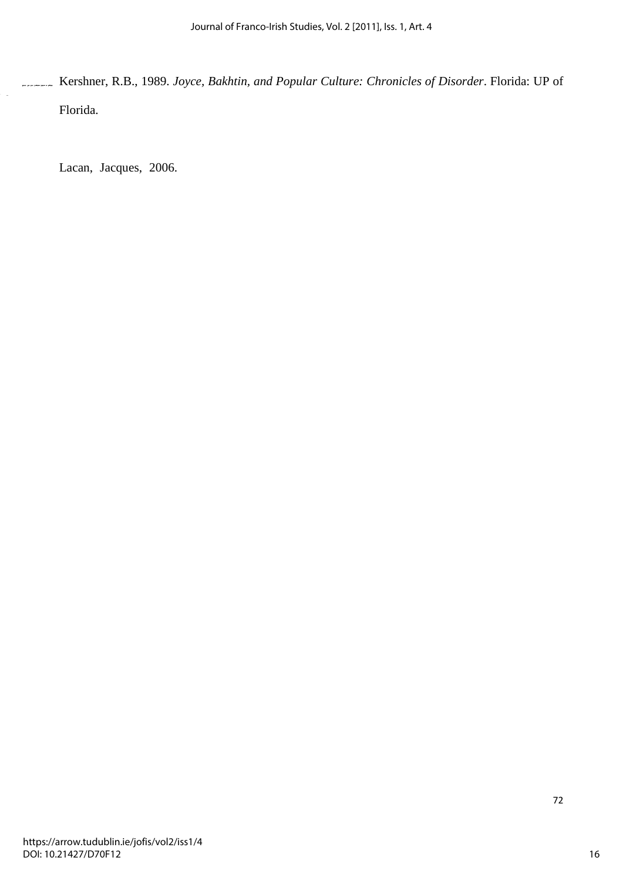Kershner, R.B., 1989. *Joyce, Bakhtin, and Popular Culture: Chronicles of Disorder*. Florida: UP of Florida.

Lacan, Jacques, 2006.